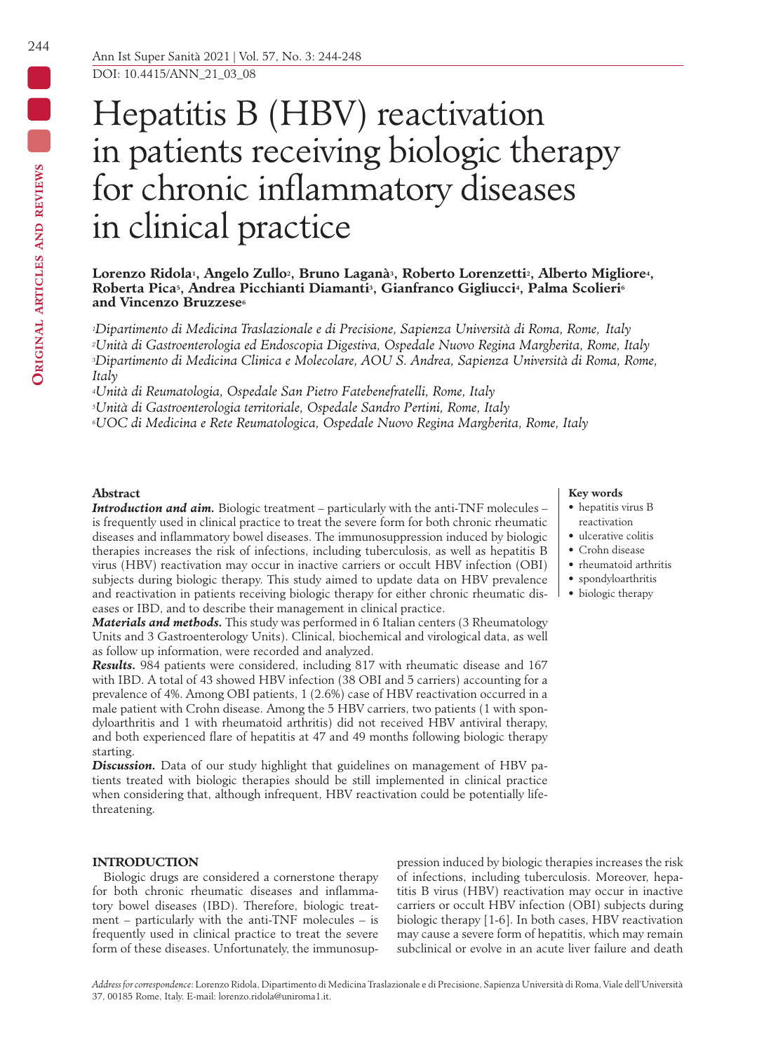# Hepatitis B (HBV) reactivation in patients receiving biologic therapy for chronic inflammatory diseases in clinical practice

**Lorenzo Ridola[1], Angelo Zullo[2], Bruno Laganà[3], Roberto Lorenzetti[2], Alberto Migliore[4], Roberta Pica[5], Andrea Picchianti Diamanti[3], Gianfranco Gigliucci[4], Palma Scolieri[6] and Vincenzo Bruzzese[6]**

[1]*Dipartimento di Medicina Traslazionale e di Precisione, Sapienza Università di Roma, Rome, Italy*
[2]*Unità di Gastroenterologia ed Endoscopia Digestiva, Ospedale Nuovo Regina Margherita, Rome, Italy*
[3]*Dipartimento di Medicina Clinica e Molecolare, AOU S. Andrea, Sapienza Università di Roma, Rome, Italy*
[4]*Unità di Reumatologia, Ospedale San Pietro Fatebenefratelli, Rome, Italy*
[5]*Unità di Gastroenterologia territoriale, Ospedale Sandro Pertini, Rome, Italy*
[6]*UOC di Medicina e Rete Reumatologica, Ospedale Nuovo Regina Margherita, Rome, Italy*

## Abstract

***Introduction and aim.*** Biologic treatment – particularly with the anti-TNF molecules – is frequently used in clinical practice to treat the severe form for both chronic rheumatic diseases and inflammatory bowel diseases. The immunosuppression induced by biologic therapies increases the risk of infections, including tuberculosis, as well as hepatitis B virus (HBV) reactivation may occur in inactive carriers or occult HBV infection (OBI) subjects during biologic therapy. This study aimed to update data on HBV prevalence and reactivation in patients receiving biologic therapy for either chronic rheumatic diseases or IBD, and to describe their management in clinical practice.

***Materials and methods.*** This study was performed in 6 Italian centers (3 Rheumatology Units and 3 Gastroenterology Units). Clinical, biochemical and virological data, as well as follow up information, were recorded and analyzed.

***Results.*** 984 patients were considered, including 817 with rheumatic disease and 167 with IBD. A total of 43 showed HBV infection (38 OBI and 5 carriers) accounting for a prevalence of 4%. Among OBI patients, 1 (2.6%) case of HBV reactivation occurred in a male patient with Crohn disease. Among the 5 HBV carriers, two patients (1 with spondyloarthritis and 1 with rheumatoid arthritis) did not received HBV antiviral therapy, and both experienced flare of hepatitis at 47 and 49 months following biologic therapy starting.

***Discussion.*** Data of our study highlight that guidelines on management of HBV patients treated with biologic therapies should be still implemented in clinical practice when considering that, although infrequent, HBV reactivation could be potentially life-threatening.

**Key words**

- hepatitis virus B reactivation
- ulcerative colitis
- Crohn disease
- rheumatoid arthritis
- spondyloarthritis
- biologic therapy

## INTRODUCTION

Biologic drugs are considered a cornerstone therapy for both chronic rheumatic diseases and inflammatory bowel diseases (IBD). Therefore, biologic treatment – particularly with the anti-TNF molecules – is frequently used in clinical practice to treat the severe form of these diseases. Unfortunately, the immunosuppression induced by biologic therapies increases the risk of infections, including tuberculosis. Moreover, hepatitis B virus (HBV) reactivation may occur in inactive carriers or occult HBV infection (OBI) subjects during biologic therapy [1-6]. In both cases, HBV reactivation may cause a severe form of hepatitis, which may remain subclinical or evolve in an acute liver failure and death

*Address for correspondence:* Lorenzo Ridola, Dipartimento di Medicina Traslazionale e di Precisione, Sapienza Università di Roma, Viale dell'Università 37, 00185 Rome, Italy. E-mail: lorenzo.ridola@uniroma1.it.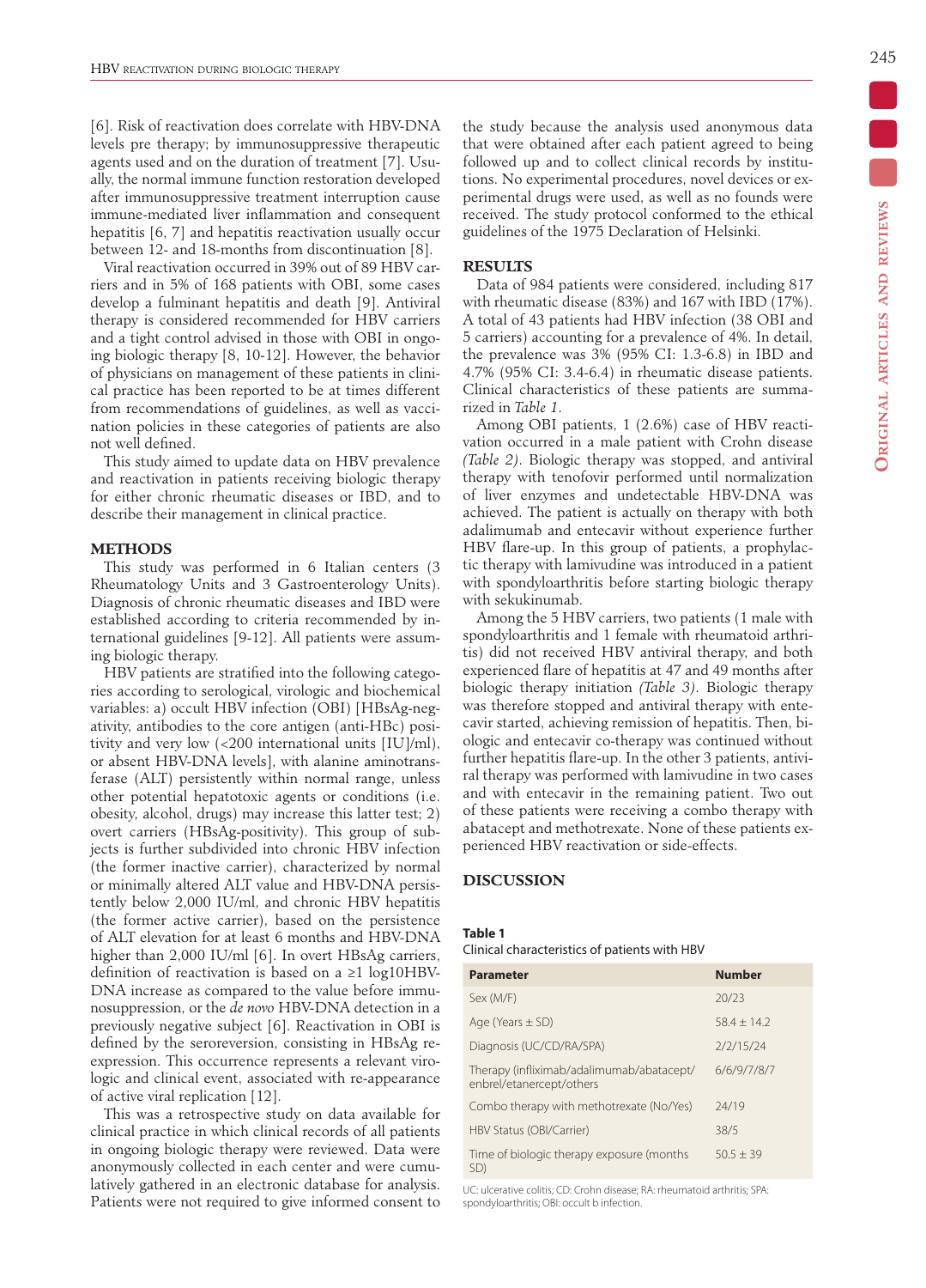[6]. Risk of reactivation does correlate with HBV-DNA levels pre therapy; by immunosuppressive therapeutic agents used and on the duration of treatment [7]. Usually, the normal immune function restoration developed after immunosuppressive treatment interruption cause immune-mediated liver inflammation and consequent hepatitis [6, 7] and hepatitis reactivation usually occur between 12- and 18-months from discontinuation [8].

Viral reactivation occurred in 39% out of 89 HBV carriers and in 5% of 168 patients with OBI, some cases develop a fulminant hepatitis and death [9]. Antiviral therapy is considered recommended for HBV carriers and a tight control advised in those with OBI in ongoing biologic therapy [8, 10-12]. However, the behavior of physicians on management of these patients in clinical practice has been reported to be at times different from recommendations of guidelines, as well as vaccination policies in these categories of patients are also not well defined.

This study aimed to update data on HBV prevalence and reactivation in patients receiving biologic therapy for either chronic rheumatic diseases or IBD, and to describe their management in clinical practice.

## METHODS

This study was performed in 6 Italian centers (3 Rheumatology Units and 3 Gastroenterology Units). Diagnosis of chronic rheumatic diseases and IBD were established according to criteria recommended by international guidelines [9-12]. All patients were assuming biologic therapy.

HBV patients are stratified into the following categories according to serological, virologic and biochemical variables: a) occult HBV infection (OBI) [HBsAg-negativity, antibodies to the core antigen (anti-HBc) positivity and very low (<200 international units [IU]/ml), or absent HBV-DNA levels], with alanine aminotransferase (ALT) persistently within normal range, unless other potential hepatotoxic agents or conditions (i.e. obesity, alcohol, drugs) may increase this latter test; 2) overt carriers (HBsAg-positivity). This group of subjects is further subdivided into chronic HBV infection (the former inactive carrier), characterized by normal or minimally altered ALT value and HBV-DNA persistently below 2,000 IU/ml, and chronic HBV hepatitis (the former active carrier), based on the persistence of ALT elevation for at least 6 months and HBV-DNA higher than 2,000 IU/ml [6]. In overt HBsAg carriers, definition of reactivation is based on a ≥1 log10HBV-DNA increase as compared to the value before immunosuppression, or the *de novo* HBV-DNA detection in a previously negative subject [6]. Reactivation in OBI is defined by the seroreversion, consisting in HBsAg re-expression. This occurrence represents a relevant virologic and clinical event, associated with re-appearance of active viral replication [12].

This was a retrospective study on data available for clinical practice in which clinical records of all patients in ongoing biologic therapy were reviewed. Data were anonymously collected in each center and were cumulatively gathered in an electronic database for analysis. Patients were not required to give informed consent to the study because the analysis used anonymous data that were obtained after each patient agreed to being followed up and to collect clinical records by institutions. No experimental procedures, novel devices or experimental drugs were used, as well as no founds were received. The study protocol conformed to the ethical guidelines of the 1975 Declaration of Helsinki.

## RESULTS

Data of 984 patients were considered, including 817 with rheumatic disease (83%) and 167 with IBD (17%). A total of 43 patients had HBV infection (38 OBI and 5 carriers) accounting for a prevalence of 4%. In detail, the prevalence was 3% (95% CI: 1.3-6.8) in IBD and 4.7% (95% CI: 3.4-6.4) in rheumatic disease patients. Clinical characteristics of these patients are summarized in *Table 1*.

Among OBI patients, 1 (2.6%) case of HBV reactivation occurred in a male patient with Crohn disease *(Table 2)*. Biologic therapy was stopped, and antiviral therapy with tenofovir performed until normalization of liver enzymes and undetectable HBV-DNA was achieved. The patient is actually on therapy with both adalimumab and entecavir without experience further HBV flare-up. In this group of patients, a prophylactic therapy with lamivudine was introduced in a patient with spondyloarthritis before starting biologic therapy with sekukinumab.

Among the 5 HBV carriers, two patients (1 male with spondyloarthritis and 1 female with rheumatoid arthritis) did not received HBV antiviral therapy, and both experienced flare of hepatitis at 47 and 49 months after biologic therapy initiation *(Table 3)*. Biologic therapy was therefore stopped and antiviral therapy with entecavir started, achieving remission of hepatitis. Then, biologic and entecavir co-therapy was continued without further hepatitis flare-up. In the other 3 patients, antiviral therapy was performed with lamivudine in two cases and with entecavir in the remaining patient. Two out of these patients were receiving a combo therapy with abatacept and methotrexate. None of these patients experienced HBV reactivation or side-effects.

## DISCUSSION

**Table 1**
Clinical characteristics of patients with HBV

| Parameter | Number |
|---|---|
| Sex (M/F) | 20/23 |
| Age (Years ± SD) | 58.4 ± 14.2 |
| Diagnosis (UC/CD/RA/SPA) | 2/2/15/24 |
| Therapy (infliximab/adalimumab/abatacept/enbrel/etanercept/others | 6/6/9/7/8/7 |
| Combo therapy with methotrexate (No/Yes) | 24/19 |
| HBV Status (OBI/Carrier) | 38/5 |
| Time of biologic therapy exposure (months SD) | 50.5 ± 39 |

UC: ulcerative colitis; CD: Crohn disease; RA: rheumatoid arthritis; SPA: spondyloarthritis; OBI: occult b infection.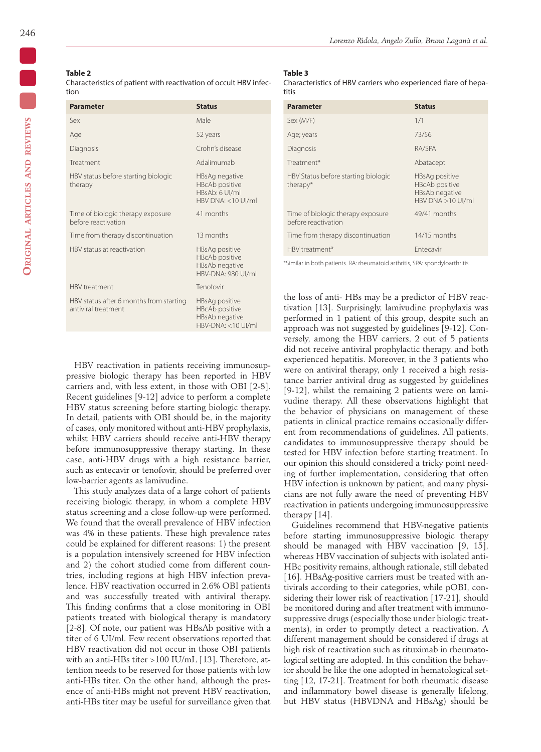**Table 2**
Characteristics of patient with reactivation of occult HBV infection

| Parameter | Status |
|---|---|
| Sex | Male |
| Age | 52 years |
| Diagnosis | Crohn's disease |
| Treatment | Adalimumab |
| HBV status before starting biologic therapy | HBsAg negative<br>HBcAb positive<br>HBsAb: 6 UI/ml<br>HBV DNA: <10 UI/ml |
| Time of biologic therapy exposure before reactivation | 41 months |
| Time from therapy discontinuation | 13 months |
| HBV status at reactivation | HBsAg positive<br>HBcAb positive<br>HBsAb negative<br>HBV-DNA: 980 UI/ml |
| HBV treatment | Tenofovir |
| HBV status after 6 months from starting antiviral treatment | HBsAg positive<br>HBcAb positive<br>HBsAb negative<br>HBV-DNA: <10 UI/ml |

**Table 3**
Characteristics of HBV carriers who experienced flare of hepatitis

| Parameter | Status |
|---|---|
| Sex (M/F) | 1/1 |
| Age; years | 73/56 |
| Diagnosis | RA/SPA |
| Treatment* | Abatacept |
| HBV Status before starting biologic therapy* | HBsAg positive<br>HBcAb positive<br>HBsAb negative<br>HBV DNA >10 UI/ml |
| Time of biologic therapy exposure before reactivation | 49/41 months |
| Time from therapy discontinuation | 14/15 months |
| HBV treatment* | Entecavir |

*Similar in both patients. RA: rheumatoid arthritis, SPA: spondyloarthritis.

HBV reactivation in patients receiving immunosuppressive biologic therapy has been reported in HBV carriers and, with less extent, in those with OBI [2-8]. Recent guidelines [9-12] advice to perform a complete HBV status screening before starting biologic therapy. In detail, patients with OBI should be, in the majority of cases, only monitored without anti-HBV prophylaxis, whilst HBV carriers should receive anti-HBV therapy before immunosuppressive therapy starting. In these case, anti-HBV drugs with a high resistance barrier, such as entecavir or tenofovir, should be preferred over low-barrier agents as lamivudine.

This study analyzes data of a large cohort of patients receiving biologic therapy, in whom a complete HBV status screening and a close follow-up were performed. We found that the overall prevalence of HBV infection was 4% in these patients. These high prevalence rates could be explained for different reasons: 1) the present is a population intensively screened for HBV infection and 2) the cohort studied come from different countries, including regions at high HBV infection prevalence. HBV reactivation occurred in 2.6% OBI patients and was successfully treated with antiviral therapy. This finding confirms that a close monitoring in OBI patients treated with biological therapy is mandatory [2-8]. Of note, our patient was HBsAb positive with a titer of 6 UI/ml. Few recent observations reported that HBV reactivation did not occur in those OBI patients with an anti-HBs titer >100 IU/mL [13]. Therefore, attention needs to be reserved for those patients with low anti-HBs titer. On the other hand, although the presence of anti-HBs might not prevent HBV reactivation, anti-HBs titer may be useful for surveillance given that the loss of anti- HBs may be a predictor of HBV reactivation [13]. Surprisingly, lamivudine prophylaxis was performed in 1 patient of this group, despite such an approach was not suggested by guidelines [9-12]. Conversely, among the HBV carriers, 2 out of 5 patients did not receive antiviral prophylactic therapy, and both experienced hepatitis. Moreover, in the 3 patients who were on antiviral therapy, only 1 received a high resistance barrier antiviral drug as suggested by guidelines [9-12], whilst the remaining 2 patients were on lamivudine therapy. All these observations highlight that the behavior of physicians on management of these patients in clinical practice remains occasionally different from recommendations of guidelines. All patients, candidates to immunosuppressive therapy should be tested for HBV infection before starting treatment. In our opinion this should considered a tricky point needing of further implementation, considering that often HBV infection is unknown by patient, and many physicians are not fully aware the need of preventing HBV reactivation in patients undergoing immunosuppressive therapy [14].

Guidelines recommend that HBV-negative patients before starting immunosuppressive biologic therapy should be managed with HBV vaccination [9, 15], whereas HBV vaccination of subjects with isolated anti-HBc positivity remains, although rationale, still debated [16]. HBsAg-positive carriers must be treated with antivirals according to their categories, while pOBI, considering their lower risk of reactivation [17-21], should be monitored during and after treatment with immunosuppressive drugs (especially those under biologic treatments), in order to promptly detect a reactivation. A different management should be considered if drugs at high risk of reactivation such as rituximab in rheumatological setting are adopted. In this condition the behavior should be like the one adopted in hematological setting [12, 17-21]. Treatment for both rheumatic disease and inflammatory bowel disease is generally lifelong, but HBV status (HBVDNA and HBsAg) should be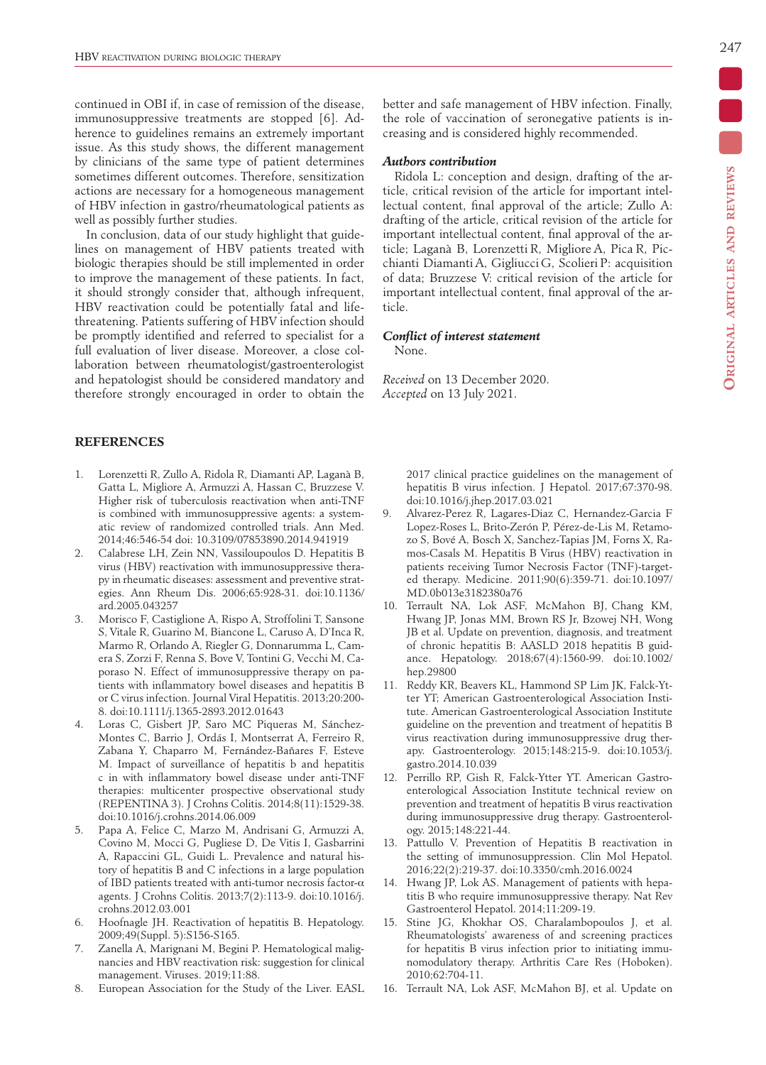continued in OBI if, in case of remission of the disease, immunosuppressive treatments are stopped [6]. Adherence to guidelines remains an extremely important issue. As this study shows, the different management by clinicians of the same type of patient determines sometimes different outcomes. Therefore, sensitization actions are necessary for a homogeneous management of HBV infection in gastro/rheumatological patients as well as possibly further studies.

In conclusion, data of our study highlight that guidelines on management of HBV patients treated with biologic therapies should be still implemented in order to improve the management of these patients. In fact, it should strongly consider that, although infrequent, HBV reactivation could be potentially fatal and life-threatening. Patients suffering of HBV infection should be promptly identified and referred to specialist for a full evaluation of liver disease. Moreover, a close collaboration between rheumatologist/gastroenterologist and hepatologist should be considered mandatory and therefore strongly encouraged in order to obtain the better and safe management of HBV infection. Finally, the role of vaccination of seronegative patients is increasing and is considered highly recommended.

### *Authors contribution*

Ridola L: conception and design, drafting of the article, critical revision of the article for important intellectual content, final approval of the article; Zullo A: drafting of the article, critical revision of the article for important intellectual content, final approval of the article; Laganà B, Lorenzetti R, Migliore A, Pica R, Picchianti Diamanti A, Gigliucci G, Scolieri P: acquisition of data; Bruzzese V: critical revision of the article for important intellectual content, final approval of the article.

### *Conflict of interest statement*

None.

*Received* on 13 December 2020.
*Accepted* on 13 July 2021.

## REFERENCES

1. Lorenzetti R, Zullo A, Ridola R, Diamanti AP, Laganà B, Gatta L, Migliore A, Armuzzi A, Hassan C, Bruzzese V. Higher risk of tuberculosis reactivation when anti-TNF is combined with immunosuppressive agents: a systematic review of randomized controlled trials. Ann Med. 2014;46:546-54 doi: 10.3109/07853890.2014.941919
2. Calabrese LH, Zein NN, Vassiloupoulos D. Hepatitis B virus (HBV) reactivation with immunosuppressive therapy in rheumatic diseases: assessment and preventive strategies. Ann Rheum Dis. 2006;65:928-31. doi:10.1136/ard.2005.043257
3. Morisco F, Castiglione A, Rispo A, Stroffolini T, Sansone S, Vitale R, Guarino M, Biancone L, Caruso A, D'Inca R, Marmo R, Orlando A, Riegler G, Donnarumma L, Camera S, Zorzi F, Renna S, Bove V, Tontini G, Vecchi M, Caporaso N. Effect of immunosuppressive therapy on patients with inflammatory bowel diseases and hepatitis B or C virus infection. Journal Viral Hepatitis. 2013;20:200-8. doi:10.1111/j.1365-2893.2012.01643
4. Loras C, Gisbert JP, Saro MC Piqueras M, Sánchez-Montes C, Barrio J, Ordás I, Montserrat A, Ferreiro R, Zabana Y, Chaparro M, Fernández-Bañares F, Esteve M. Impact of surveillance of hepatitis b and hepatitis c in with inflammatory bowel disease under anti-TNF therapies: multicenter prospective observational study (REPENTINA 3). J Crohns Colitis. 2014;8(11):1529-38. doi:10.1016/j.crohns.2014.06.009
5. Papa A, Felice C, Marzo M, Andrisani G, Armuzzi A, Covino M, Mocci G, Pugliese D, De Vitis I, Gasbarrini A, Rapaccini GL, Guidi L. Prevalence and natural history of hepatitis B and C infections in a large population of IBD patients treated with anti-tumor necrosis factor-α agents. J Crohns Colitis. 2013;7(2):113-9. doi:10.1016/j.crohns.2012.03.001
6. Hoofnagle JH. Reactivation of hepatitis B. Hepatology. 2009;49(Suppl. 5):S156-S165.
7. Zanella A, Marignani M, Begini P. Hematological malignancies and HBV reactivation risk: suggestion for clinical management. Viruses. 2019;11:88.
8. European Association for the Study of the Liver. EASL 2017 clinical practice guidelines on the management of hepatitis B virus infection. J Hepatol. 2017;67:370-98. doi:10.1016/j.jhep.2017.03.021
9. Alvarez-Perez R, Lagares-Diaz C, Hernandez-Garcia F Lopez-Roses L, Brito-Zerón P, Pérez-de-Lis M, Retamozo S, Bové A, Bosch X, Sanchez-Tapias JM, Forns X, Ramos-Casals M. Hepatitis B Virus (HBV) reactivation in patients receiving Tumor Necrosis Factor (TNF)-targeted therapy. Medicine. 2011;90(6):359-71. doi:10.1097/MD.0b013e3182380a76
10. Terrault NA, Lok ASF, McMahon BJ, Chang KM, Hwang JP, Jonas MM, Brown RS Jr, Bzowej NH, Wong JB et al. Update on prevention, diagnosis, and treatment of chronic hepatitis B: AASLD 2018 hepatitis B guidance. Hepatology. 2018;67(4):1560-99. doi:10.1002/hep.29800
11. Reddy KR, Beavers KL, Hammond SP Lim JK, Falck-Ytter YT; American Gastroenterological Association Institute. American Gastroenterological Association Institute guideline on the prevention and treatment of hepatitis B virus reactivation during immunosuppressive drug therapy. Gastroenterology. 2015;148:215-9. doi:10.1053/j.gastro.2014.10.039
12. Perrillo RP, Gish R, Falck-Ytter YT. American Gastroenterological Association Institute technical review on prevention and treatment of hepatitis B virus reactivation during immunosuppressive drug therapy. Gastroenterology. 2015;148:221-44.
13. Pattullo V. Prevention of Hepatitis B reactivation in the setting of immunosuppression. Clin Mol Hepatol. 2016;22(2):219-37. doi:10.3350/cmh.2016.0024
14. Hwang JP, Lok AS. Management of patients with hepatitis B who require immunosuppressive therapy. Nat Rev Gastroenterol Hepatol. 2014;11:209-19.
15. Stine JG, Khokhar OS, Charalambopoulos J, et al. Rheumatologists' awareness of and screening practices for hepatitis B virus infection prior to initiating immunomodulatory therapy. Arthritis Care Res (Hoboken). 2010;62:704-11.
16. Terrault NA, Lok ASF, McMahon BJ, et al. Update on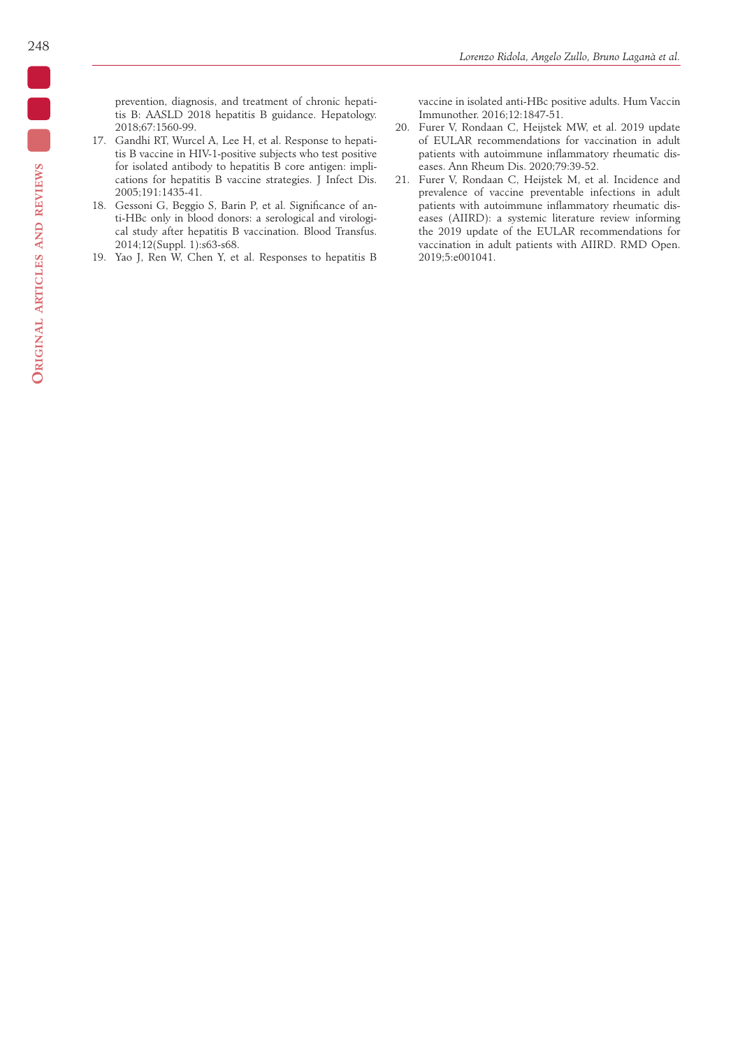prevention, diagnosis, and treatment of chronic hepatitis B: AASLD 2018 hepatitis B guidance. Hepatology. 2018;67:1560-99.

17. Gandhi RT, Wurcel A, Lee H, et al. Response to hepatitis B vaccine in HIV-1-positive subjects who test positive for isolated antibody to hepatitis B core antigen: implications for hepatitis B vaccine strategies. J Infect Dis. 2005;191:1435-41.
18. Gessoni G, Beggio S, Barin P, et al. Significance of anti-HBc only in blood donors: a serological and virological study after hepatitis B vaccination. Blood Transfus. 2014;12(Suppl. 1):s63-s68.
19. Yao J, Ren W, Chen Y, et al. Responses to hepatitis B vaccine in isolated anti-HBc positive adults. Hum Vaccin Immunother. 2016;12:1847-51.
20. Furer V, Rondaan C, Heijstek MW, et al. 2019 update of EULAR recommendations for vaccination in adult patients with autoimmune inflammatory rheumatic diseases. Ann Rheum Dis. 2020;79:39-52.
21. Furer V, Rondaan C, Heijstek M, et al. Incidence and prevalence of vaccine preventable infections in adult patients with autoimmune inflammatory rheumatic diseases (AIIRD): a systemic literature review informing the 2019 update of the EULAR recommendations for vaccination in adult patients with AIIRD. RMD Open. 2019;5:e001041.